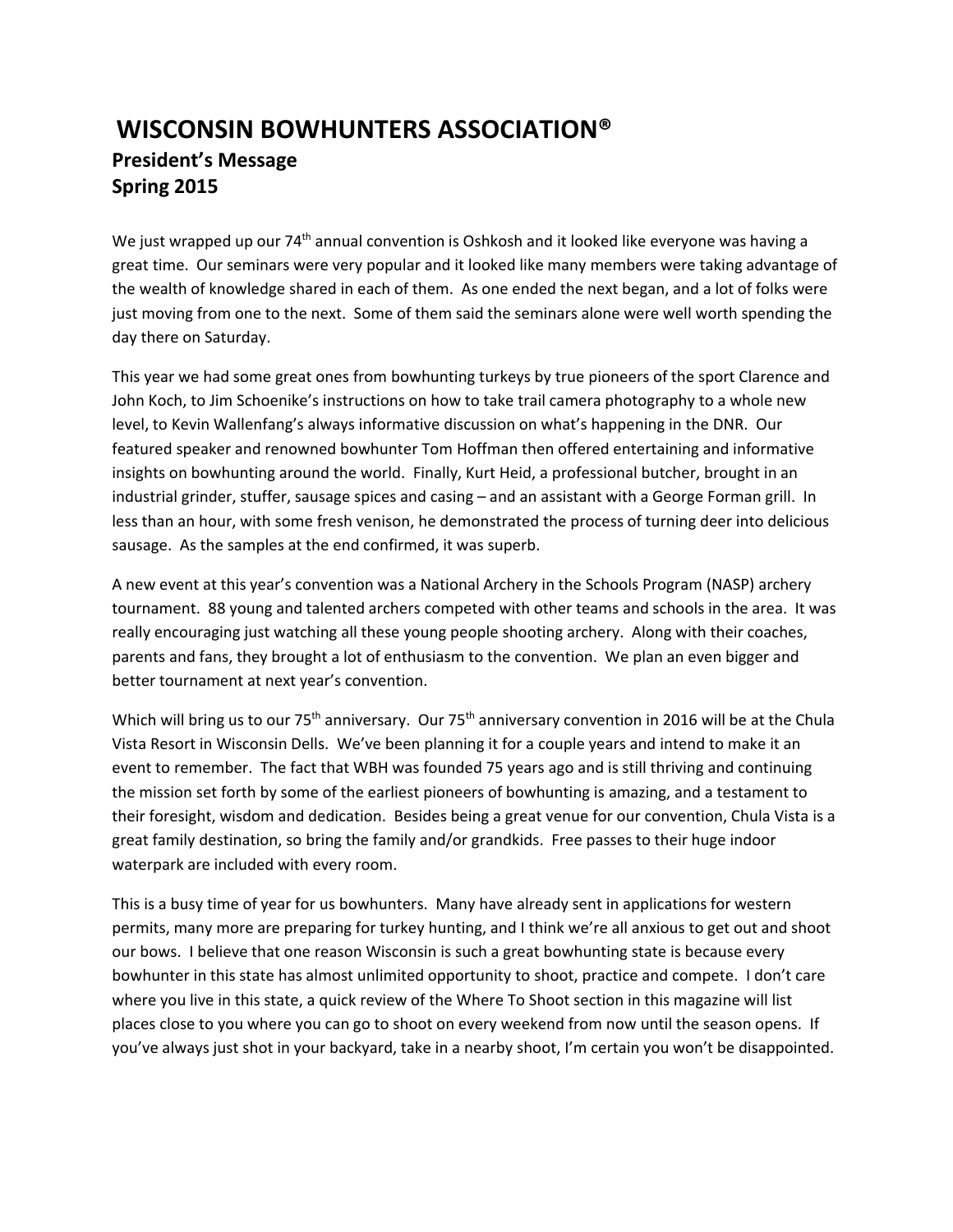# WISCONSIN BOWHUNTERS ASSOCIATION®

## President's Message
## Spring 2015

We just wrapped up our 74th annual convention is Oshkosh and it looked like everyone was having a great time. Our seminars were very popular and it looked like many members were taking advantage of the wealth of knowledge shared in each of them. As one ended the next began, and a lot of folks were just moving from one to the next. Some of them said the seminars alone were well worth spending the day there on Saturday.

This year we had some great ones from bowhunting turkeys by true pioneers of the sport Clarence and John Koch, to Jim Schoenike's instructions on how to take trail camera photography to a whole new level, to Kevin Wallenfang's always informative discussion on what's happening in the DNR. Our featured speaker and renowned bowhunter Tom Hoffman then offered entertaining and informative insights on bowhunting around the world. Finally, Kurt Heid, a professional butcher, brought in an industrial grinder, stuffer, sausage spices and casing – and an assistant with a George Forman grill. In less than an hour, with some fresh venison, he demonstrated the process of turning deer into delicious sausage. As the samples at the end confirmed, it was superb.

A new event at this year's convention was a National Archery in the Schools Program (NASP) archery tournament. 88 young and talented archers competed with other teams and schools in the area. It was really encouraging just watching all these young people shooting archery. Along with their coaches, parents and fans, they brought a lot of enthusiasm to the convention. We plan an even bigger and better tournament at next year's convention.

Which will bring us to our 75th anniversary. Our 75th anniversary convention in 2016 will be at the Chula Vista Resort in Wisconsin Dells. We've been planning it for a couple years and intend to make it an event to remember. The fact that WBH was founded 75 years ago and is still thriving and continuing the mission set forth by some of the earliest pioneers of bowhunting is amazing, and a testament to their foresight, wisdom and dedication. Besides being a great venue for our convention, Chula Vista is a great family destination, so bring the family and/or grandkids. Free passes to their huge indoor waterpark are included with every room.

This is a busy time of year for us bowhunters. Many have already sent in applications for western permits, many more are preparing for turkey hunting, and I think we're all anxious to get out and shoot our bows. I believe that one reason Wisconsin is such a great bowhunting state is because every bowhunter in this state has almost unlimited opportunity to shoot, practice and compete. I don't care where you live in this state, a quick review of the Where To Shoot section in this magazine will list places close to you where you can go to shoot on every weekend from now until the season opens. If you've always just shot in your backyard, take in a nearby shoot, I'm certain you won't be disappointed.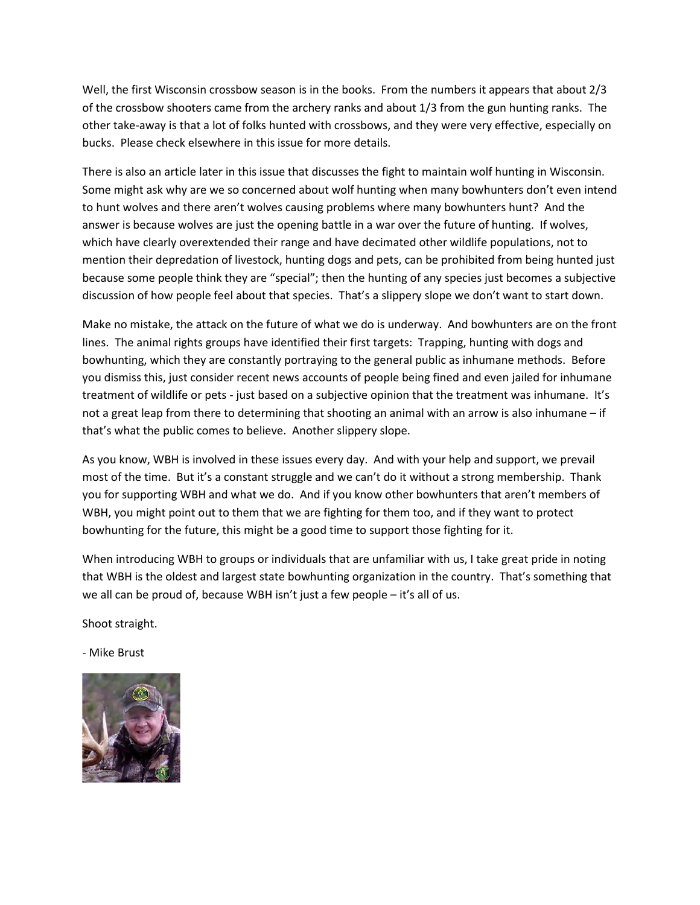Well, the first Wisconsin crossbow season is in the books. From the numbers it appears that about 2/3 of the crossbow shooters came from the archery ranks and about 1/3 from the gun hunting ranks. The other take-away is that a lot of folks hunted with crossbows, and they were very effective, especially on bucks. Please check elsewhere in this issue for more details.

There is also an article later in this issue that discusses the fight to maintain wolf hunting in Wisconsin. Some might ask why are we so concerned about wolf hunting when many bowhunters don't even intend to hunt wolves and there aren't wolves causing problems where many bowhunters hunt? And the answer is because wolves are just the opening battle in a war over the future of hunting. If wolves, which have clearly overextended their range and have decimated other wildlife populations, not to mention their depredation of livestock, hunting dogs and pets, can be prohibited from being hunted just because some people think they are "special"; then the hunting of any species just becomes a subjective discussion of how people feel about that species. That's a slippery slope we don't want to start down.

Make no mistake, the attack on the future of what we do is underway. And bowhunters are on the front lines. The animal rights groups have identified their first targets: Trapping, hunting with dogs and bowhunting, which they are constantly portraying to the general public as inhumane methods. Before you dismiss this, just consider recent news accounts of people being fined and even jailed for inhumane treatment of wildlife or pets - just based on a subjective opinion that the treatment was inhumane. It's not a great leap from there to determining that shooting an animal with an arrow is also inhumane – if that's what the public comes to believe. Another slippery slope.

As you know, WBH is involved in these issues every day. And with your help and support, we prevail most of the time. But it's a constant struggle and we can't do it without a strong membership. Thank you for supporting WBH and what we do. And if you know other bowhunters that aren't members of WBH, you might point out to them that we are fighting for them too, and if they want to protect bowhunting for the future, this might be a good time to support those fighting for it.

When introducing WBH to groups or individuals that are unfamiliar with us, I take great pride in noting that WBH is the oldest and largest state bowhunting organization in the country. That's something that we all can be proud of, because WBH isn't just a few people – it's all of us.

Shoot straight.

- Mike Brust